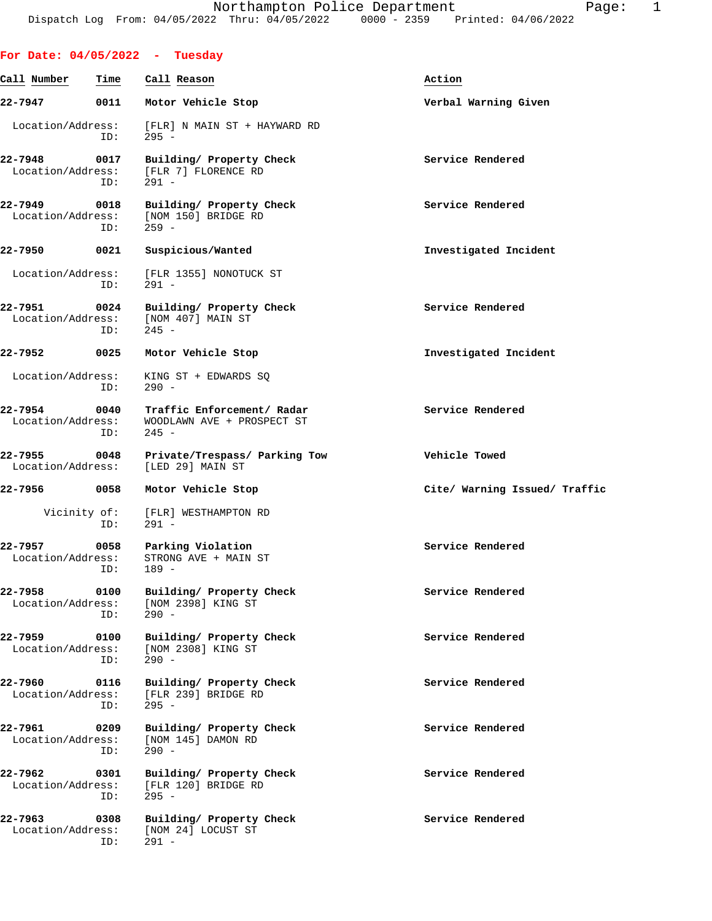Northampton Police Department
Dispatch Log From: 04/05/2022 Thru: 04/05/2022 0000 - 2359 Printed: 04/06/2022

## For Date: 04/05/2022 - Tuesday

| Call Number | Time | Call Reason | Action |
|---|---|---|---|
| **22-7947** | **0011** | **Motor Vehicle Stop** | **Verbal Warning Given** |
| Location/Address: | | [FLR] N MAIN ST + HAYWARD RD | |
| ID: | | 295 - | |
| **22-7948** | **0017** | **Building/ Property Check** | **Service Rendered** |
| Location/Address: | | [FLR 7] FLORENCE RD | |
| ID: | | 291 - | |
| **22-7949** | **0018** | **Building/ Property Check** | **Service Rendered** |
| Location/Address: | | [NOM 150] BRIDGE RD | |
| ID: | | 259 - | |
| **22-7950** | **0021** | **Suspicious/Wanted** | **Investigated Incident** |
| Location/Address: | | [FLR 1355] NONOTUCK ST | |
| ID: | | 291 - | |
| **22-7951** | **0024** | **Building/ Property Check** | **Service Rendered** |
| Location/Address: | | [NOM 407] MAIN ST | |
| ID: | | 245 - | |
| **22-7952** | **0025** | **Motor Vehicle Stop** | **Investigated Incident** |
| Location/Address: | | KING ST + EDWARDS SQ | |
| ID: | | 290 - | |
| **22-7954** | **0040** | **Traffic Enforcement/ Radar** | **Service Rendered** |
| Location/Address: | | WOODLAWN AVE + PROSPECT ST | |
| ID: | | 245 - | |
| **22-7955** | **0048** | **Private/Trespass/ Parking Tow** | **Vehicle Towed** |
| Location/Address: | | [LED 29] MAIN ST | |
| **22-7956** | **0058** | **Motor Vehicle Stop** | **Cite/ Warning Issued/ Traffic** |
| Vicinity of: | | [FLR] WESTHAMPTON RD | |
| ID: | | 291 - | |
| **22-7957** | **0058** | **Parking Violation** | **Service Rendered** |
| Location/Address: | | STRONG AVE + MAIN ST | |
| ID: | | 189 - | |
| **22-7958** | **0100** | **Building/ Property Check** | **Service Rendered** |
| Location/Address: | | [NOM 2398] KING ST | |
| ID: | | 290 - | |
| **22-7959** | **0100** | **Building/ Property Check** | **Service Rendered** |
| Location/Address: | | [NOM 2308] KING ST | |
| ID: | | 290 - | |
| **22-7960** | **0116** | **Building/ Property Check** | **Service Rendered** |
| Location/Address: | | [FLR 239] BRIDGE RD | |
| ID: | | 295 - | |
| **22-7961** | **0209** | **Building/ Property Check** | **Service Rendered** |
| Location/Address: | | [NOM 145] DAMON RD | |
| ID: | | 290 - | |
| **22-7962** | **0301** | **Building/ Property Check** | **Service Rendered** |
| Location/Address: | | [FLR 120] BRIDGE RD | |
| ID: | | 295 - | |
| **22-7963** | **0308** | **Building/ Property Check** | **Service Rendered** |
| Location/Address: | | [NOM 24] LOCUST ST | |
| ID: | | 291 - | |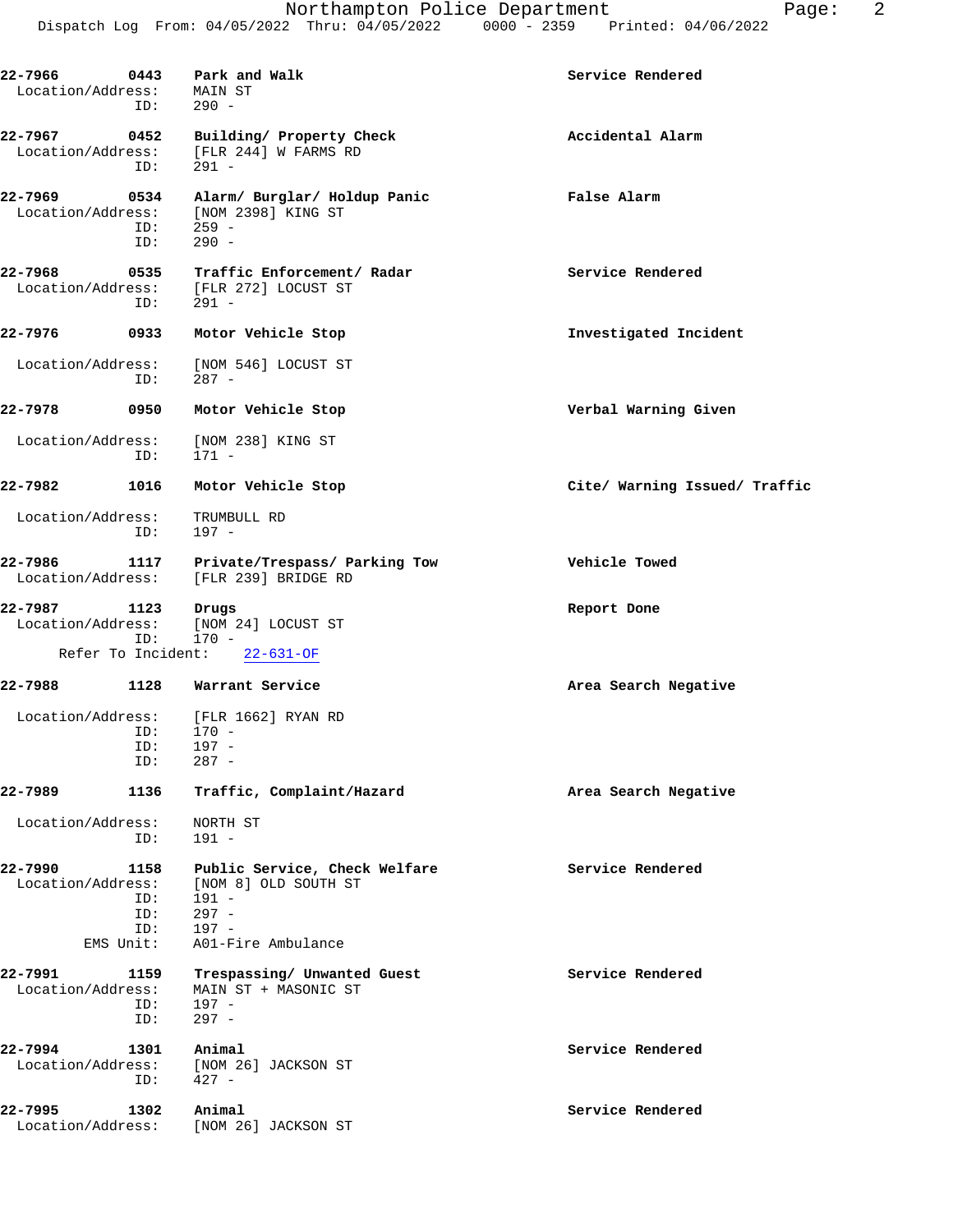**22-7966** **0443** **Park and Walk** **Service Rendered**
Location/Address: MAIN ST
ID: 290 -

**22-7967** **0452** **Building/ Property Check** **Accidental Alarm**
Location/Address: [FLR 244] W FARMS RD
ID: 291 -

**22-7969** **0534** **Alarm/ Burglar/ Holdup Panic** **False Alarm**
Location/Address: [NOM 2398] KING ST
ID: 259 -
ID: 290 -

**22-7968** **0535** **Traffic Enforcement/ Radar** **Service Rendered**
Location/Address: [FLR 272] LOCUST ST
ID: 291 -

**22-7976** **0933** **Motor Vehicle Stop** **Investigated Incident**
Location/Address: [NOM 546] LOCUST ST
ID: 287 -

**22-7978** **0950** **Motor Vehicle Stop** **Verbal Warning Given**
Location/Address: [NOM 238] KING ST
ID: 171 -

**22-7982** **1016** **Motor Vehicle Stop** **Cite/ Warning Issued/ Traffic**
Location/Address: TRUMBULL RD
ID: 197 -

**22-7986** **1117** **Private/Trespass/ Parking Tow** **Vehicle Towed**
Location/Address: [FLR 239] BRIDGE RD

**22-7987** **1123** **Drugs** **Report Done**
Location/Address: [NOM 24] LOCUST ST
ID: 170 -
Refer To Incident: 22-631-OF

**22-7988** **1128** **Warrant Service** **Area Search Negative**
Location/Address: [FLR 1662] RYAN RD
ID: 170 -
ID: 197 -
ID: 287 -

**22-7989** **1136** **Traffic, Complaint/Hazard** **Area Search Negative**
Location/Address: NORTH ST
ID: 191 -

**22-7990** **1158** **Public Service, Check Welfare** **Service Rendered**
Location/Address: [NOM 8] OLD SOUTH ST
ID: 191 -
ID: 297 -
ID: 197 -
EMS Unit: A01-Fire Ambulance

**22-7991** **1159** **Trespassing/ Unwanted Guest** **Service Rendered**
Location/Address: MAIN ST + MASONIC ST
ID: 197 -
ID: 297 -

**22-7994** **1301** **Animal** **Service Rendered**
Location/Address: [NOM 26] JACKSON ST
ID: 427 -

**22-7995** **1302** **Animal** **Service Rendered**
Location/Address: [NOM 26] JACKSON ST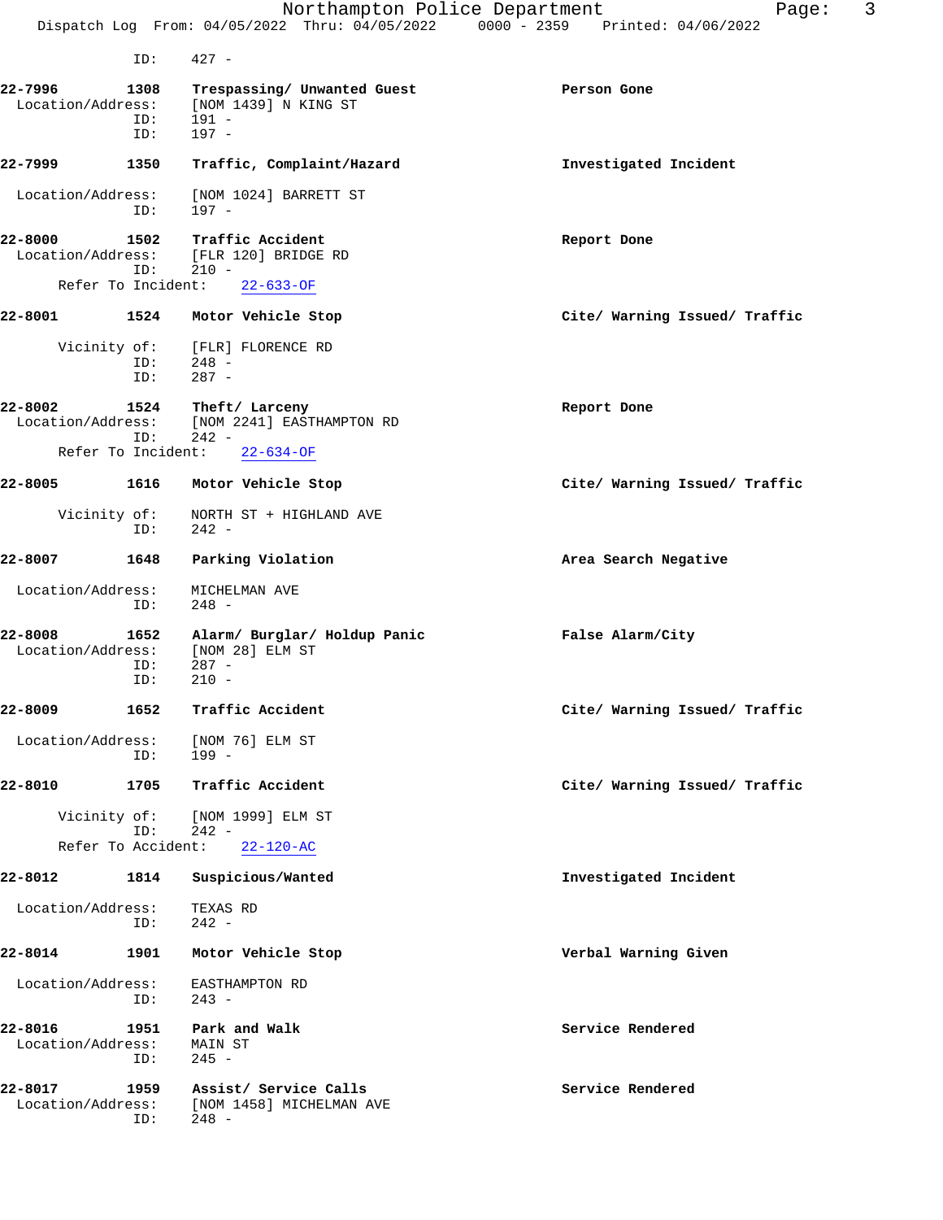ID: 427 -

**22-7996** 1308 **Trespassing/ Unwanted Guest** **Person Gone**
Location/Address: [NOM 1439] N KING ST
ID: 191 -
ID: 197 -

**22-7999** 1350 **Traffic, Complaint/Hazard** **Investigated Incident**
Location/Address: [NOM 1024] BARRETT ST
ID: 197 -

**22-8000** 1502 **Traffic Accident** **Report Done**
Location/Address: [FLR 120] BRIDGE RD
ID: 210 -
Refer To Incident: 22-633-OF

**22-8001** 1524 **Motor Vehicle Stop** **Cite/ Warning Issued/ Traffic**
Vicinity of: [FLR] FLORENCE RD
ID: 248 -
ID: 287 -

**22-8002** 1524 **Theft/ Larceny** **Report Done**
Location/Address: [NOM 2241] EASTHAMPTON RD
ID: 242 -
Refer To Incident: 22-634-OF

**22-8005** 1616 **Motor Vehicle Stop** **Cite/ Warning Issued/ Traffic**
Vicinity of: NORTH ST + HIGHLAND AVE
ID: 242 -

**22-8007** 1648 **Parking Violation** **Area Search Negative**
Location/Address: MICHELMAN AVE
ID: 248 -

**22-8008** 1652 **Alarm/ Burglar/ Holdup Panic** **False Alarm/City**
Location/Address: [NOM 28] ELM ST
ID: 287 -
ID: 210 -

**22-8009** 1652 **Traffic Accident** **Cite/ Warning Issued/ Traffic**
Location/Address: [NOM 76] ELM ST
ID: 199 -

**22-8010** 1705 **Traffic Accident** **Cite/ Warning Issued/ Traffic**
Vicinity of: [NOM 1999] ELM ST
ID: 242 -
Refer To Accident: 22-120-AC

**22-8012** 1814 **Suspicious/Wanted** **Investigated Incident**
Location/Address: TEXAS RD
ID: 242 -

**22-8014** 1901 **Motor Vehicle Stop** **Verbal Warning Given**
Location/Address: EASTHAMPTON RD
ID: 243 -

**22-8016** 1951 **Park and Walk** **Service Rendered**
Location/Address: MAIN ST
ID: 245 -

**22-8017** 1959 **Assist/ Service Calls** **Service Rendered**
Location/Address: [NOM 1458] MICHELMAN AVE
ID: 248 -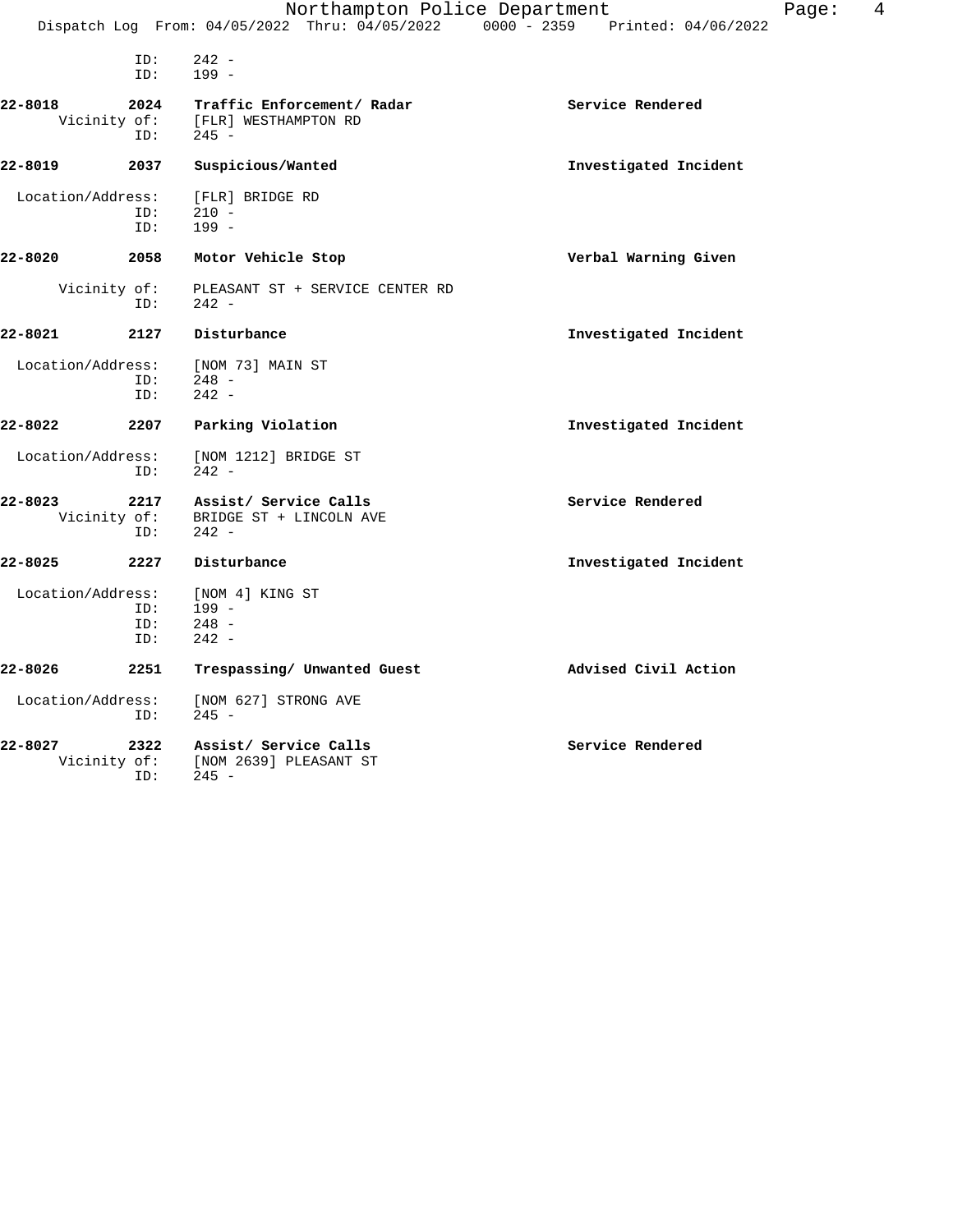ID: 242 -
ID: 199 -

**22-8018 2024 Traffic Enforcement/ Radar** **Service Rendered**
Vicinity of: [FLR] WESTHAMPTON RD
ID: 245 -

**22-8019 2037 Suspicious/Wanted** **Investigated Incident**

Location/Address: [FLR] BRIDGE RD
ID: 210 -
ID: 199 -

**22-8020 2058 Motor Vehicle Stop** **Verbal Warning Given**

Vicinity of: PLEASANT ST + SERVICE CENTER RD
ID: 242 -

**22-8021 2127 Disturbance** **Investigated Incident**

Location/Address: [NOM 73] MAIN ST
ID: 248 -
ID: 242 -

**22-8022 2207 Parking Violation** **Investigated Incident**

Location/Address: [NOM 1212] BRIDGE ST
ID: 242 -

**22-8023 2217 Assist/ Service Calls** **Service Rendered**
Vicinity of: BRIDGE ST + LINCOLN AVE
ID: 242 -

**22-8025 2227 Disturbance** **Investigated Incident**

Location/Address: [NOM 4] KING ST
ID: 199 -
ID: 248 -
ID: 242 -

**22-8026 2251 Trespassing/ Unwanted Guest** **Advised Civil Action**

Location/Address: [NOM 627] STRONG AVE
ID: 245 -

**22-8027 2322 Assist/ Service Calls** **Service Rendered**
Vicinity of: [NOM 2639] PLEASANT ST
ID: 245 -